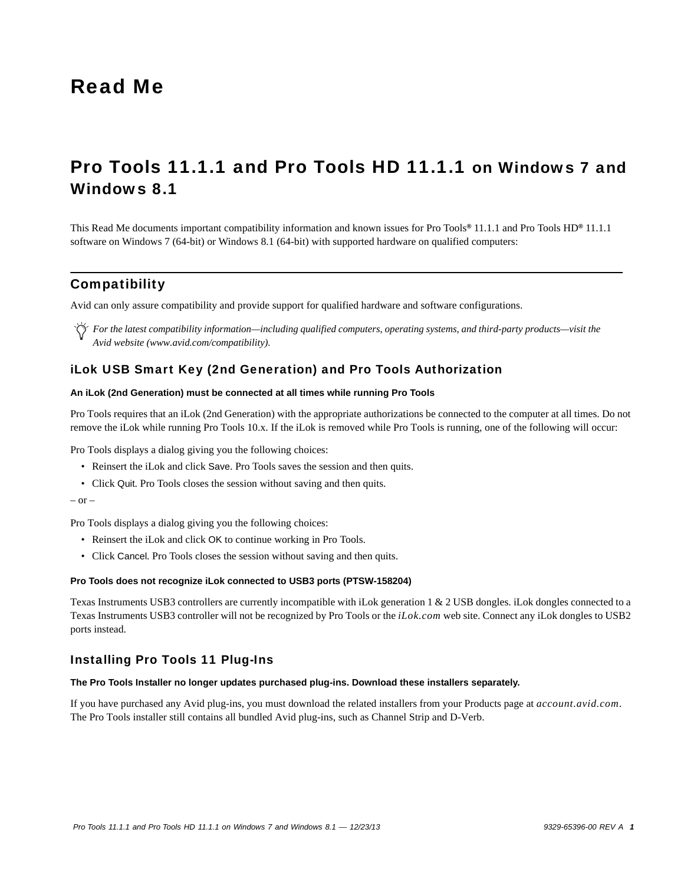# Read Me

## Pro Tools 11.1.1 and Pro Tools HD 11.1.1 on Windows 7 and Windows 8.1

This Read Me documents important compatibility information and known issues for Pro Tools® 11.1.1 and Pro Tools HD® 11.1.1 software on Windows 7 (64-bit) or Windows 8.1 (64-bit) with supported hardware on qualified computers:

---

## Compatibility

Avid can only assure compatibility and provide support for qualified hardware and software configurations.

*For the latest compatibility information—including qualified computers, operating systems, and third-party products—visit the Avid website (www.avid.com/compatibility).*

### iLok USB Smart Key (2nd Generation) and Pro Tools Authorization

**An iLok (2nd Generation) must be connected at all times while running Pro Tools**

Pro Tools requires that an iLok (2nd Generation) with the appropriate authorizations be connected to the computer at all times. Do not remove the iLok while running Pro Tools 10.x. If the iLok is removed while Pro Tools is running, one of the following will occur:

Pro Tools displays a dialog giving you the following choices:

- Reinsert the iLok and click Save. Pro Tools saves the session and then quits.
- Click Quit. Pro Tools closes the session without saving and then quits.

– or –

Pro Tools displays a dialog giving you the following choices:

- Reinsert the iLok and click OK to continue working in Pro Tools.
- Click Cancel. Pro Tools closes the session without saving and then quits.

**Pro Tools does not recognize iLok connected to USB3 ports (PTSW-158204)**

Texas Instruments USB3 controllers are currently incompatible with iLok generation 1 & 2 USB dongles. iLok dongles connected to a Texas Instruments USB3 controller will not be recognized by Pro Tools or the *iLok.com* web site. Connect any iLok dongles to USB2 ports instead.

### Installing Pro Tools 11 Plug-Ins

**The Pro Tools Installer no longer updates purchased plug-ins. Download these installers separately.**

If you have purchased any Avid plug-ins, you must download the related installers from your Products page at *account.avid.com*. The Pro Tools installer still contains all bundled Avid plug-ins, such as Channel Strip and D-Verb.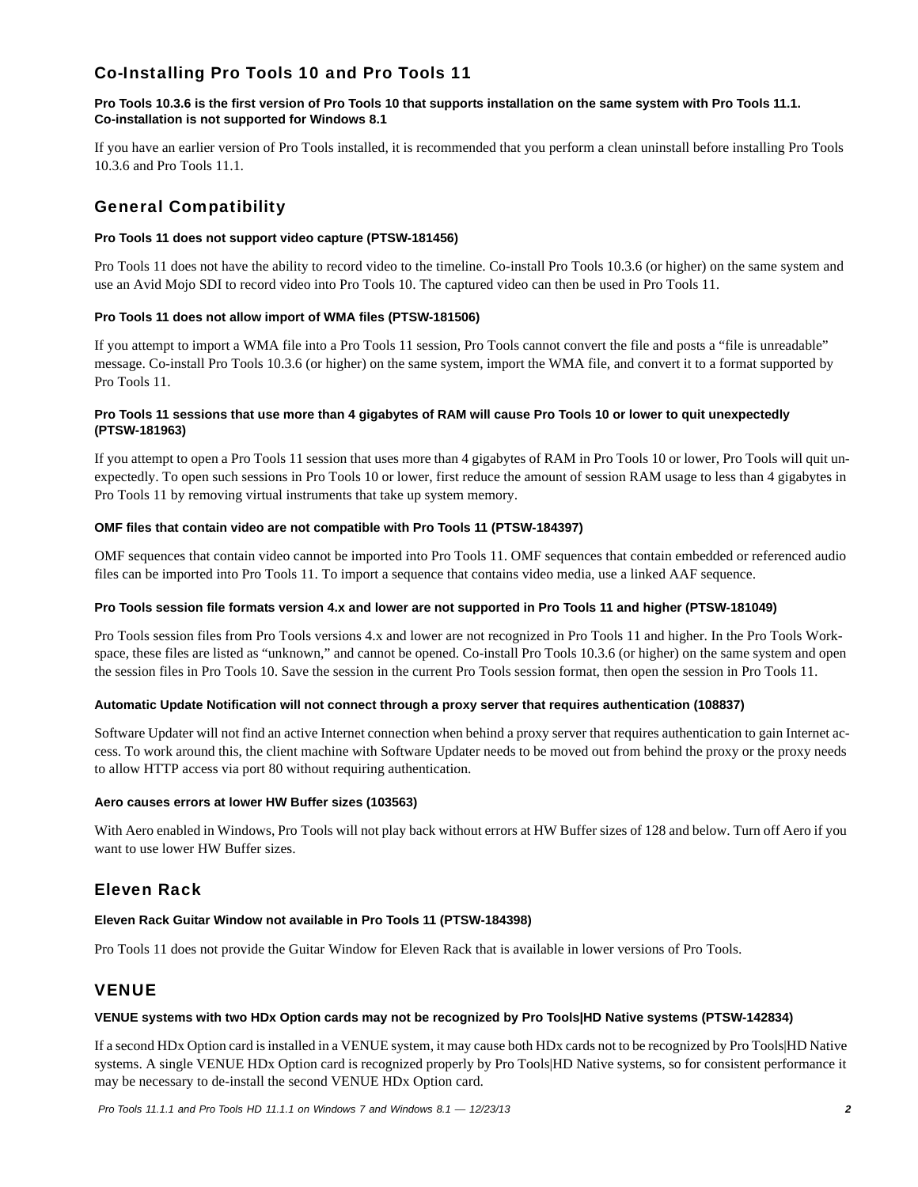## Co-Installing Pro Tools 10 and Pro Tools 11

**Pro Tools 10.3.6 is the first version of Pro Tools 10 that supports installation on the same system with Pro Tools 11.1. Co-installation is not supported for Windows 8.1**

If you have an earlier version of Pro Tools installed, it is recommended that you perform a clean uninstall before installing Pro Tools 10.3.6 and Pro Tools 11.1.

## General Compatibility

**Pro Tools 11 does not support video capture (PTSW-181456)**

Pro Tools 11 does not have the ability to record video to the timeline. Co-install Pro Tools 10.3.6 (or higher) on the same system and use an Avid Mojo SDI to record video into Pro Tools 10. The captured video can then be used in Pro Tools 11.

**Pro Tools 11 does not allow import of WMA files (PTSW-181506)**

If you attempt to import a WMA file into a Pro Tools 11 session, Pro Tools cannot convert the file and posts a "file is unreadable" message. Co-install Pro Tools 10.3.6 (or higher) on the same system, import the WMA file, and convert it to a format supported by Pro Tools 11.

**Pro Tools 11 sessions that use more than 4 gigabytes of RAM will cause Pro Tools 10 or lower to quit unexpectedly (PTSW-181963)**

If you attempt to open a Pro Tools 11 session that uses more than 4 gigabytes of RAM in Pro Tools 10 or lower, Pro Tools will quit unexpectedly. To open such sessions in Pro Tools 10 or lower, first reduce the amount of session RAM usage to less than 4 gigabytes in Pro Tools 11 by removing virtual instruments that take up system memory.

**OMF files that contain video are not compatible with Pro Tools 11 (PTSW-184397)**

OMF sequences that contain video cannot be imported into Pro Tools 11. OMF sequences that contain embedded or referenced audio files can be imported into Pro Tools 11. To import a sequence that contains video media, use a linked AAF sequence.

**Pro Tools session file formats version 4.x and lower are not supported in Pro Tools 11 and higher (PTSW-181049)**

Pro Tools session files from Pro Tools versions 4.x and lower are not recognized in Pro Tools 11 and higher. In the Pro Tools Workspace, these files are listed as "unknown," and cannot be opened. Co-install Pro Tools 10.3.6 (or higher) on the same system and open the session files in Pro Tools 10. Save the session in the current Pro Tools session format, then open the session in Pro Tools 11.

**Automatic Update Notification will not connect through a proxy server that requires authentication (108837)**

Software Updater will not find an active Internet connection when behind a proxy server that requires authentication to gain Internet access. To work around this, the client machine with Software Updater needs to be moved out from behind the proxy or the proxy needs to allow HTTP access via port 80 without requiring authentication.

**Aero causes errors at lower HW Buffer sizes (103563)**

With Aero enabled in Windows, Pro Tools will not play back without errors at HW Buffer sizes of 128 and below. Turn off Aero if you want to use lower HW Buffer sizes.

## Eleven Rack

**Eleven Rack Guitar Window not available in Pro Tools 11 (PTSW-184398)**

Pro Tools 11 does not provide the Guitar Window for Eleven Rack that is available in lower versions of Pro Tools.

## VENUE

**VENUE systems with two HDx Option cards may not be recognized by Pro Tools|HD Native systems (PTSW-142834)**

If a second HDx Option card is installed in a VENUE system, it may cause both HDx cards not to be recognized by Pro Tools|HD Native systems. A single VENUE HDx Option card is recognized properly by Pro Tools|HD Native systems, so for consistent performance it may be necessary to de-install the second VENUE HDx Option card.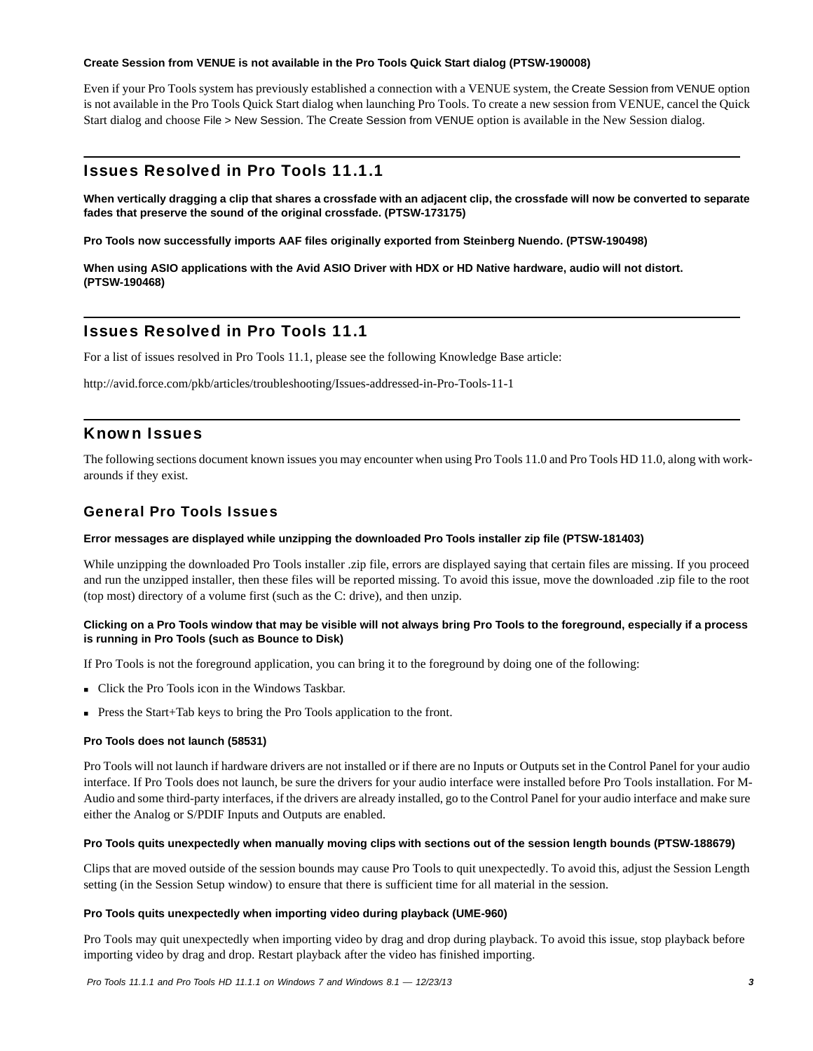**Create Session from VENUE is not available in the Pro Tools Quick Start dialog (PTSW-190008)**

Even if your Pro Tools system has previously established a connection with a VENUE system, the Create Session from VENUE option is not available in the Pro Tools Quick Start dialog when launching Pro Tools. To create a new session from VENUE, cancel the Quick Start dialog and choose File > New Session. The Create Session from VENUE option is available in the New Session dialog.

## Issues Resolved in Pro Tools 11.1.1

**When vertically dragging a clip that shares a crossfade with an adjacent clip, the crossfade will now be converted to separate fades that preserve the sound of the original crossfade. (PTSW-173175)**

**Pro Tools now successfully imports AAF files originally exported from Steinberg Nuendo. (PTSW-190498)**

**When using ASIO applications with the Avid ASIO Driver with HDX or HD Native hardware, audio will not distort. (PTSW-190468)**

## Issues Resolved in Pro Tools 11.1

For a list of issues resolved in Pro Tools 11.1, please see the following Knowledge Base article:

http://avid.force.com/pkb/articles/troubleshooting/Issues-addressed-in-Pro-Tools-11-1

## Known Issues

The following sections document known issues you may encounter when using Pro Tools 11.0 and Pro Tools HD 11.0, along with work-arounds if they exist.

### General Pro Tools Issues

**Error messages are displayed while unzipping the downloaded Pro Tools installer zip file (PTSW-181403)**

While unzipping the downloaded Pro Tools installer .zip file, errors are displayed saying that certain files are missing. If you proceed and run the unzipped installer, then these files will be reported missing. To avoid this issue, move the downloaded .zip file to the root (top most) directory of a volume first (such as the C: drive), and then unzip.

**Clicking on a Pro Tools window that may be visible will not always bring Pro Tools to the foreground, especially if a process is running in Pro Tools (such as Bounce to Disk)**

If Pro Tools is not the foreground application, you can bring it to the foreground by doing one of the following:

- Click the Pro Tools icon in the Windows Taskbar.
- Press the Start+Tab keys to bring the Pro Tools application to the front.

**Pro Tools does not launch (58531)**

Pro Tools will not launch if hardware drivers are not installed or if there are no Inputs or Outputs set in the Control Panel for your audio interface. If Pro Tools does not launch, be sure the drivers for your audio interface were installed before Pro Tools installation. For M-Audio and some third-party interfaces, if the drivers are already installed, go to the Control Panel for your audio interface and make sure either the Analog or S/PDIF Inputs and Outputs are enabled.

**Pro Tools quits unexpectedly when manually moving clips with sections out of the session length bounds (PTSW-188679)**

Clips that are moved outside of the session bounds may cause Pro Tools to quit unexpectedly. To avoid this, adjust the Session Length setting (in the Session Setup window) to ensure that there is sufficient time for all material in the session.

**Pro Tools quits unexpectedly when importing video during playback (UME-960)**

Pro Tools may quit unexpectedly when importing video by drag and drop during playback. To avoid this issue, stop playback before importing video by drag and drop. Restart playback after the video has finished importing.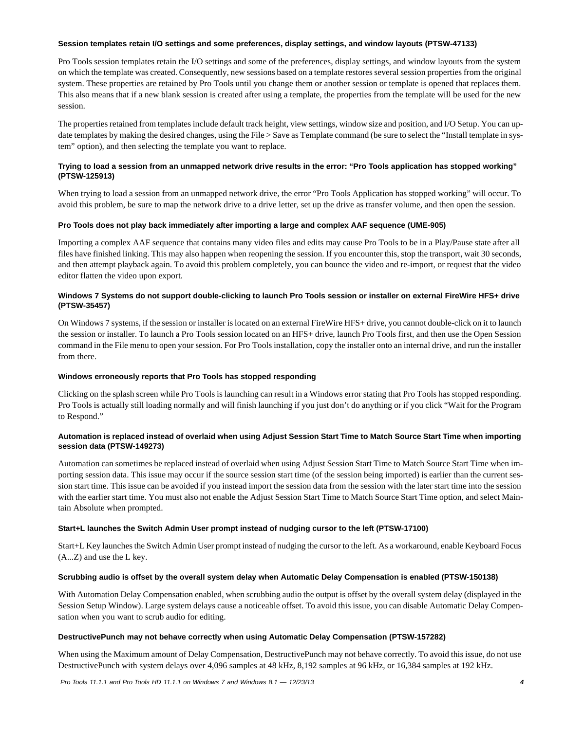### Session templates retain I/O settings and some preferences, display settings, and window layouts (PTSW-47133)

Pro Tools session templates retain the I/O settings and some of the preferences, display settings, and window layouts from the system on which the template was created. Consequently, new sessions based on a template restores several session properties from the original system. These properties are retained by Pro Tools until you change them or another session or template is opened that replaces them. This also means that if a new blank session is created after using a template, the properties from the template will be used for the new session.

The properties retained from templates include default track height, view settings, window size and position, and I/O Setup. You can update templates by making the desired changes, using the File > Save as Template command (be sure to select the "Install template in system" option), and then selecting the template you want to replace.

### Trying to load a session from an unmapped network drive results in the error: "Pro Tools application has stopped working" (PTSW-125913)

When trying to load a session from an unmapped network drive, the error "Pro Tools Application has stopped working" will occur. To avoid this problem, be sure to map the network drive to a drive letter, set up the drive as transfer volume, and then open the session.

### Pro Tools does not play back immediately after importing a large and complex AAF sequence (UME-905)

Importing a complex AAF sequence that contains many video files and edits may cause Pro Tools to be in a Play/Pause state after all files have finished linking. This may also happen when reopening the session. If you encounter this, stop the transport, wait 30 seconds, and then attempt playback again. To avoid this problem completely, you can bounce the video and re-import, or request that the video editor flatten the video upon export.

### Windows 7 Systems do not support double-clicking to launch Pro Tools session or installer on external FireWire HFS+ drive (PTSW-35457)

On Windows 7 systems, if the session or installer is located on an external FireWire HFS+ drive, you cannot double-click on it to launch the session or installer. To launch a Pro Tools session located on an HFS+ drive, launch Pro Tools first, and then use the Open Session command in the File menu to open your session. For Pro Tools installation, copy the installer onto an internal drive, and run the installer from there.

### Windows erroneously reports that Pro Tools has stopped responding

Clicking on the splash screen while Pro Tools is launching can result in a Windows error stating that Pro Tools has stopped responding. Pro Tools is actually still loading normally and will finish launching if you just don't do anything or if you click "Wait for the Program to Respond."

### Automation is replaced instead of overlaid when using Adjust Session Start Time to Match Source Start Time when importing session data (PTSW-149273)

Automation can sometimes be replaced instead of overlaid when using Adjust Session Start Time to Match Source Start Time when importing session data. This issue may occur if the source session start time (of the session being imported) is earlier than the current session start time. This issue can be avoided if you instead import the session data from the session with the later start time into the session with the earlier start time. You must also not enable the Adjust Session Start Time to Match Source Start Time option, and select Maintain Absolute when prompted.

### Start+L launches the Switch Admin User prompt instead of nudging cursor to the left (PTSW-17100)

Start+L Key launches the Switch Admin User prompt instead of nudging the cursor to the left. As a workaround, enable Keyboard Focus (A...Z) and use the L key.

### Scrubbing audio is offset by the overall system delay when Automatic Delay Compensation is enabled (PTSW-150138)

With Automation Delay Compensation enabled, when scrubbing audio the output is offset by the overall system delay (displayed in the Session Setup Window). Large system delays cause a noticeable offset. To avoid this issue, you can disable Automatic Delay Compensation when you want to scrub audio for editing.

### DestructivePunch may not behave correctly when using Automatic Delay Compensation (PTSW-157282)

When using the Maximum amount of Delay Compensation, DestructivePunch may not behave correctly. To avoid this issue, do not use DestructivePunch with system delays over 4,096 samples at 48 kHz, 8,192 samples at 96 kHz, or 16,384 samples at 192 kHz.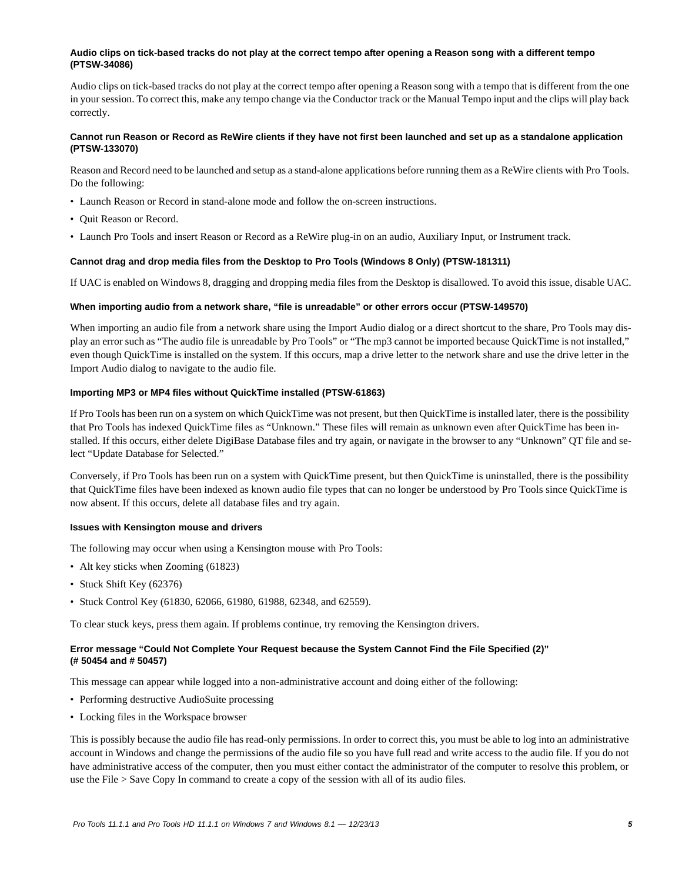#### Audio clips on tick-based tracks do not play at the correct tempo after opening a Reason song with a different tempo (PTSW-34086)

Audio clips on tick-based tracks do not play at the correct tempo after opening a Reason song with a tempo that is different from the one in your session. To correct this, make any tempo change via the Conductor track or the Manual Tempo input and the clips will play back correctly.

#### Cannot run Reason or Record as ReWire clients if they have not first been launched and set up as a standalone application (PTSW-133070)

Reason and Record need to be launched and setup as a stand-alone applications before running them as a ReWire clients with Pro Tools. Do the following:

- Launch Reason or Record in stand-alone mode and follow the on-screen instructions.
- Quit Reason or Record.
- Launch Pro Tools and insert Reason or Record as a ReWire plug-in on an audio, Auxiliary Input, or Instrument track.

#### Cannot drag and drop media files from the Desktop to Pro Tools (Windows 8 Only) (PTSW-181311)

If UAC is enabled on Windows 8, dragging and dropping media files from the Desktop is disallowed. To avoid this issue, disable UAC.

#### When importing audio from a network share, “file is unreadable” or other errors occur (PTSW-149570)

When importing an audio file from a network share using the Import Audio dialog or a direct shortcut to the share, Pro Tools may display an error such as “The audio file is unreadable by Pro Tools” or “The mp3 cannot be imported because QuickTime is not installed,” even though QuickTime is installed on the system. If this occurs, map a drive letter to the network share and use the drive letter in the Import Audio dialog to navigate to the audio file.

#### Importing MP3 or MP4 files without QuickTime installed (PTSW-61863)

If Pro Tools has been run on a system on which QuickTime was not present, but then QuickTime is installed later, there is the possibility that Pro Tools has indexed QuickTime files as “Unknown.” These files will remain as unknown even after QuickTime has been installed. If this occurs, either delete DigiBase Database files and try again, or navigate in the browser to any “Unknown” QT file and select “Update Database for Selected.”

Conversely, if Pro Tools has been run on a system with QuickTime present, but then QuickTime is uninstalled, there is the possibility that QuickTime files have been indexed as known audio file types that can no longer be understood by Pro Tools since QuickTime is now absent. If this occurs, delete all database files and try again.

#### Issues with Kensington mouse and drivers

The following may occur when using a Kensington mouse with Pro Tools:

- Alt key sticks when Zooming (61823)
- Stuck Shift Key (62376)
- Stuck Control Key (61830, 62066, 61980, 61988, 62348, and 62559).

To clear stuck keys, press them again. If problems continue, try removing the Kensington drivers.

#### Error message “Could Not Complete Your Request because the System Cannot Find the File Specified (2)” (# 50454 and # 50457)

This message can appear while logged into a non-administrative account and doing either of the following:

- Performing destructive AudioSuite processing
- Locking files in the Workspace browser

This is possibly because the audio file has read-only permissions. In order to correct this, you must be able to log into an administrative account in Windows and change the permissions of the audio file so you have full read and write access to the audio file. If you do not have administrative access of the computer, then you must either contact the administrator of the computer to resolve this problem, or use the File > Save Copy In command to create a copy of the session with all of its audio files.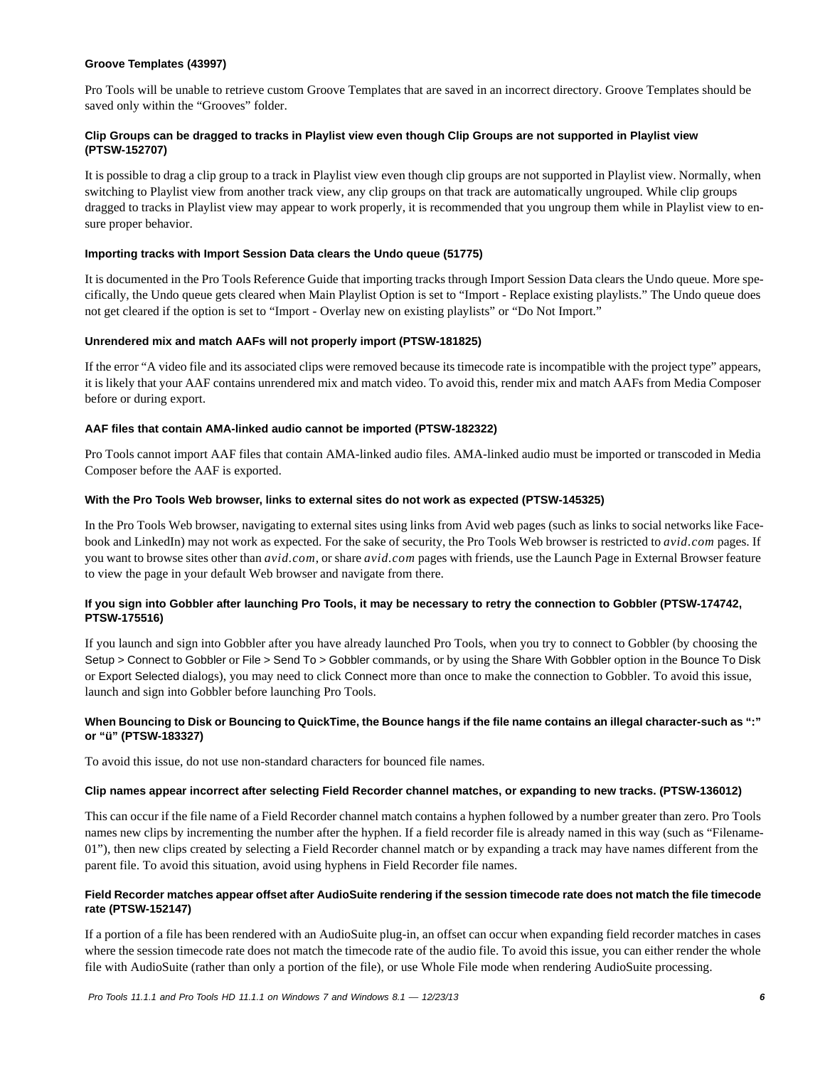#### Groove Templates (43997)

Pro Tools will be unable to retrieve custom Groove Templates that are saved in an incorrect directory. Groove Templates should be saved only within the "Grooves" folder.

#### Clip Groups can be dragged to tracks in Playlist view even though Clip Groups are not supported in Playlist view (PTSW-152707)

It is possible to drag a clip group to a track in Playlist view even though clip groups are not supported in Playlist view. Normally, when switching to Playlist view from another track view, any clip groups on that track are automatically ungrouped. While clip groups dragged to tracks in Playlist view may appear to work properly, it is recommended that you ungroup them while in Playlist view to ensure proper behavior.

#### Importing tracks with Import Session Data clears the Undo queue (51775)

It is documented in the Pro Tools Reference Guide that importing tracks through Import Session Data clears the Undo queue. More specifically, the Undo queue gets cleared when Main Playlist Option is set to "Import - Replace existing playlists." The Undo queue does not get cleared if the option is set to "Import - Overlay new on existing playlists" or "Do Not Import."

#### Unrendered mix and match AAFs will not properly import (PTSW-181825)

If the error "A video file and its associated clips were removed because its timecode rate is incompatible with the project type" appears, it is likely that your AAF contains unrendered mix and match video. To avoid this, render mix and match AAFs from Media Composer before or during export.

#### AAF files that contain AMA-linked audio cannot be imported (PTSW-182322)

Pro Tools cannot import AAF files that contain AMA-linked audio files. AMA-linked audio must be imported or transcoded in Media Composer before the AAF is exported.

#### With the Pro Tools Web browser, links to external sites do not work as expected (PTSW-145325)

In the Pro Tools Web browser, navigating to external sites using links from Avid web pages (such as links to social networks like Facebook and LinkedIn) may not work as expected. For the sake of security, the Pro Tools Web browser is restricted to *avid.com* pages. If you want to browse sites other than *avid.com*, or share *avid.com* pages with friends, use the Launch Page in External Browser feature to view the page in your default Web browser and navigate from there.

#### If you sign into Gobbler after launching Pro Tools, it may be necessary to retry the connection to Gobbler (PTSW-174742, PTSW-175516)

If you launch and sign into Gobbler after you have already launched Pro Tools, when you try to connect to Gobbler (by choosing the Setup > Connect to Gobbler or File > Send To > Gobbler commands, or by using the Share With Gobbler option in the Bounce To Disk or Export Selected dialogs), you may need to click Connect more than once to make the connection to Gobbler. To avoid this issue, launch and sign into Gobbler before launching Pro Tools.

#### When Bouncing to Disk or Bouncing to QuickTime, the Bounce hangs if the file name contains an illegal character-such as ":" or "ü" (PTSW-183327)

To avoid this issue, do not use non-standard characters for bounced file names.

#### Clip names appear incorrect after selecting Field Recorder channel matches, or expanding to new tracks. (PTSW-136012)

This can occur if the file name of a Field Recorder channel match contains a hyphen followed by a number greater than zero. Pro Tools names new clips by incrementing the number after the hyphen. If a field recorder file is already named in this way (such as "Filename-01"), then new clips created by selecting a Field Recorder channel match or by expanding a track may have names different from the parent file. To avoid this situation, avoid using hyphens in Field Recorder file names.

#### Field Recorder matches appear offset after AudioSuite rendering if the session timecode rate does not match the file timecode rate (PTSW-152147)

If a portion of a file has been rendered with an AudioSuite plug-in, an offset can occur when expanding field recorder matches in cases where the session timecode rate does not match the timecode rate of the audio file. To avoid this issue, you can either render the whole file with AudioSuite (rather than only a portion of the file), or use Whole File mode when rendering AudioSuite processing.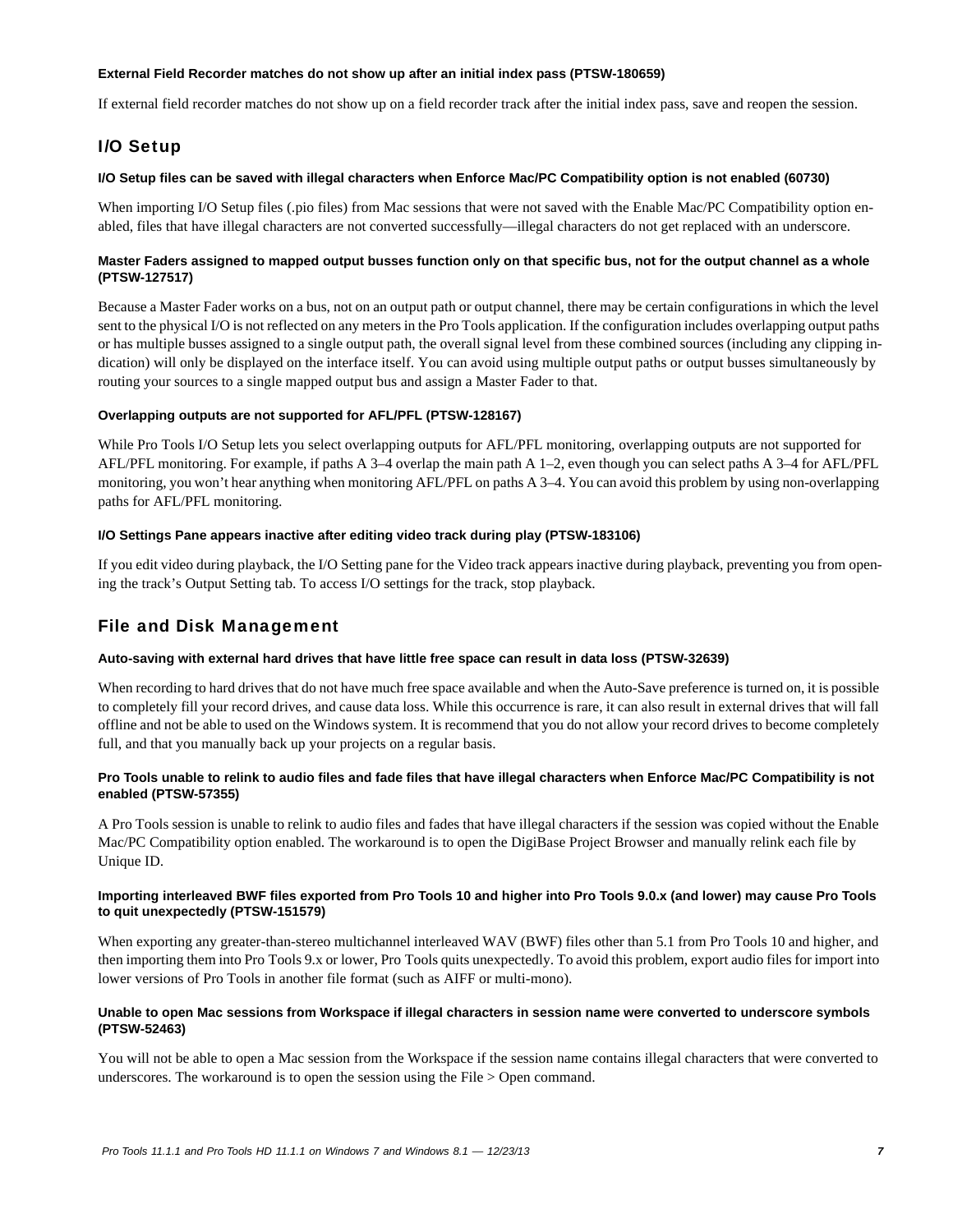#### External Field Recorder matches do not show up after an initial index pass (PTSW-180659)

If external field recorder matches do not show up on a field recorder track after the initial index pass, save and reopen the session.

## I/O Setup

#### I/O Setup files can be saved with illegal characters when Enforce Mac/PC Compatibility option is not enabled (60730)

When importing I/O Setup files (.pio files) from Mac sessions that were not saved with the Enable Mac/PC Compatibility option enabled, files that have illegal characters are not converted successfully—illegal characters do not get replaced with an underscore.

#### Master Faders assigned to mapped output busses function only on that specific bus, not for the output channel as a whole (PTSW-127517)

Because a Master Fader works on a bus, not on an output path or output channel, there may be certain configurations in which the level sent to the physical I/O is not reflected on any meters in the Pro Tools application. If the configuration includes overlapping output paths or has multiple busses assigned to a single output path, the overall signal level from these combined sources (including any clipping indication) will only be displayed on the interface itself. You can avoid using multiple output paths or output busses simultaneously by routing your sources to a single mapped output bus and assign a Master Fader to that.

#### Overlapping outputs are not supported for AFL/PFL (PTSW-128167)

While Pro Tools I/O Setup lets you select overlapping outputs for AFL/PFL monitoring, overlapping outputs are not supported for AFL/PFL monitoring. For example, if paths A 3–4 overlap the main path A 1–2, even though you can select paths A 3–4 for AFL/PFL monitoring, you won't hear anything when monitoring AFL/PFL on paths A 3–4. You can avoid this problem by using non-overlapping paths for AFL/PFL monitoring.

#### I/O Settings Pane appears inactive after editing video track during play (PTSW-183106)

If you edit video during playback, the I/O Setting pane for the Video track appears inactive during playback, preventing you from opening the track's Output Setting tab. To access I/O settings for the track, stop playback.

## File and Disk Management

#### Auto-saving with external hard drives that have little free space can result in data loss (PTSW-32639)

When recording to hard drives that do not have much free space available and when the Auto-Save preference is turned on, it is possible to completely fill your record drives, and cause data loss. While this occurrence is rare, it can also result in external drives that will fall offline and not be able to used on the Windows system. It is recommend that you do not allow your record drives to become completely full, and that you manually back up your projects on a regular basis.

#### Pro Tools unable to relink to audio files and fade files that have illegal characters when Enforce Mac/PC Compatibility is not enabled (PTSW-57355)

A Pro Tools session is unable to relink to audio files and fades that have illegal characters if the session was copied without the Enable Mac/PC Compatibility option enabled. The workaround is to open the DigiBase Project Browser and manually relink each file by Unique ID.

#### Importing interleaved BWF files exported from Pro Tools 10 and higher into Pro Tools 9.0.x (and lower) may cause Pro Tools to quit unexpectedly (PTSW-151579)

When exporting any greater-than-stereo multichannel interleaved WAV (BWF) files other than 5.1 from Pro Tools 10 and higher, and then importing them into Pro Tools 9.x or lower, Pro Tools quits unexpectedly. To avoid this problem, export audio files for import into lower versions of Pro Tools in another file format (such as AIFF or multi-mono).

#### Unable to open Mac sessions from Workspace if illegal characters in session name were converted to underscore symbols (PTSW-52463)

You will not be able to open a Mac session from the Workspace if the session name contains illegal characters that were converted to underscores. The workaround is to open the session using the File > Open command.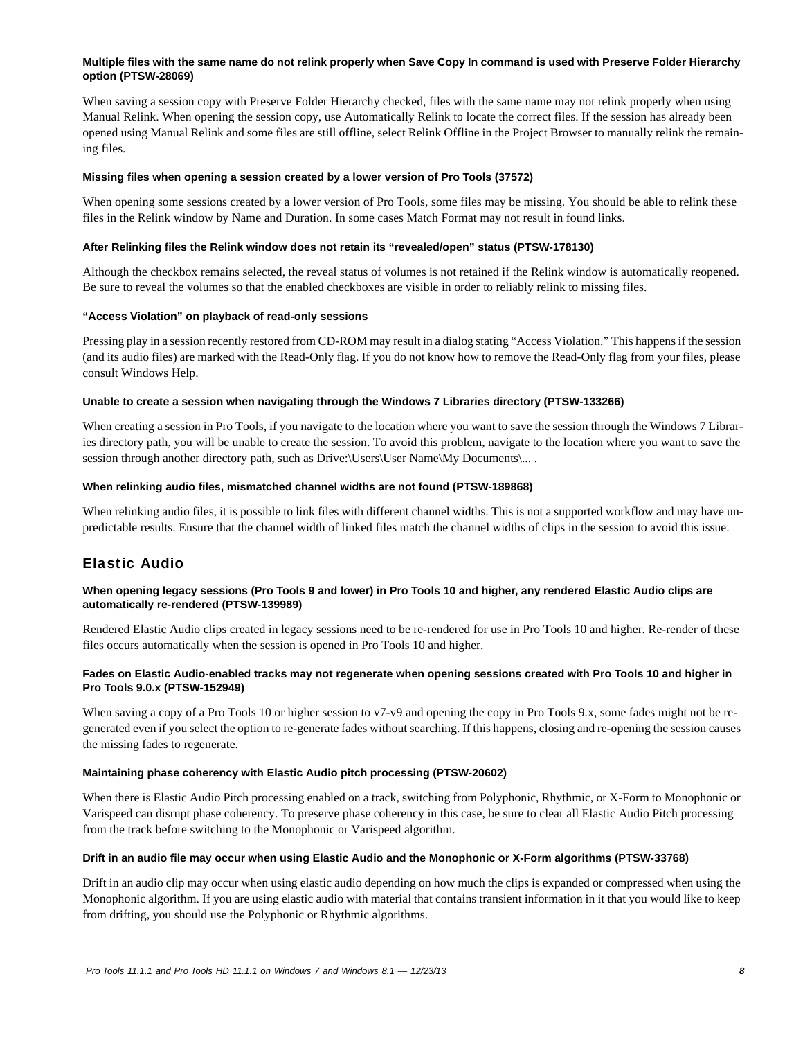#### Multiple files with the same name do not relink properly when Save Copy In command is used with Preserve Folder Hierarchy option (PTSW-28069)

When saving a session copy with Preserve Folder Hierarchy checked, files with the same name may not relink properly when using Manual Relink. When opening the session copy, use Automatically Relink to locate the correct files. If the session has already been opened using Manual Relink and some files are still offline, select Relink Offline in the Project Browser to manually relink the remaining files.

#### Missing files when opening a session created by a lower version of Pro Tools (37572)

When opening some sessions created by a lower version of Pro Tools, some files may be missing. You should be able to relink these files in the Relink window by Name and Duration. In some cases Match Format may not result in found links.

#### After Relinking files the Relink window does not retain its "revealed/open" status (PTSW-178130)

Although the checkbox remains selected, the reveal status of volumes is not retained if the Relink window is automatically reopened. Be sure to reveal the volumes so that the enabled checkboxes are visible in order to reliably relink to missing files.

#### "Access Violation" on playback of read-only sessions

Pressing play in a session recently restored from CD-ROM may result in a dialog stating "Access Violation." This happens if the session (and its audio files) are marked with the Read-Only flag. If you do not know how to remove the Read-Only flag from your files, please consult Windows Help.

#### Unable to create a session when navigating through the Windows 7 Libraries directory (PTSW-133266)

When creating a session in Pro Tools, if you navigate to the location where you want to save the session through the Windows 7 Libraries directory path, you will be unable to create the session. To avoid this problem, navigate to the location where you want to save the session through another directory path, such as Drive:\Users\User Name\My Documents\... .

#### When relinking audio files, mismatched channel widths are not found (PTSW-189868)

When relinking audio files, it is possible to link files with different channel widths. This is not a supported workflow and may have unpredictable results. Ensure that the channel width of linked files match the channel widths of clips in the session to avoid this issue.

## Elastic Audio

#### When opening legacy sessions (Pro Tools 9 and lower) in Pro Tools 10 and higher, any rendered Elastic Audio clips are automatically re-rendered (PTSW-139989)

Rendered Elastic Audio clips created in legacy sessions need to be re-rendered for use in Pro Tools 10 and higher. Re-render of these files occurs automatically when the session is opened in Pro Tools 10 and higher.

#### Fades on Elastic Audio-enabled tracks may not regenerate when opening sessions created with Pro Tools 10 and higher in Pro Tools 9.0.x (PTSW-152949)

When saving a copy of a Pro Tools 10 or higher session to v7-v9 and opening the copy in Pro Tools 9.x, some fades might not be regenerated even if you select the option to re-generate fades without searching. If this happens, closing and re-opening the session causes the missing fades to regenerate.

#### Maintaining phase coherency with Elastic Audio pitch processing (PTSW-20602)

When there is Elastic Audio Pitch processing enabled on a track, switching from Polyphonic, Rhythmic, or X-Form to Monophonic or Varispeed can disrupt phase coherency. To preserve phase coherency in this case, be sure to clear all Elastic Audio Pitch processing from the track before switching to the Monophonic or Varispeed algorithm.

#### Drift in an audio file may occur when using Elastic Audio and the Monophonic or X-Form algorithms (PTSW-33768)

Drift in an audio clip may occur when using elastic audio depending on how much the clips is expanded or compressed when using the Monophonic algorithm. If you are using elastic audio with material that contains transient information in it that you would like to keep from drifting, you should use the Polyphonic or Rhythmic algorithms.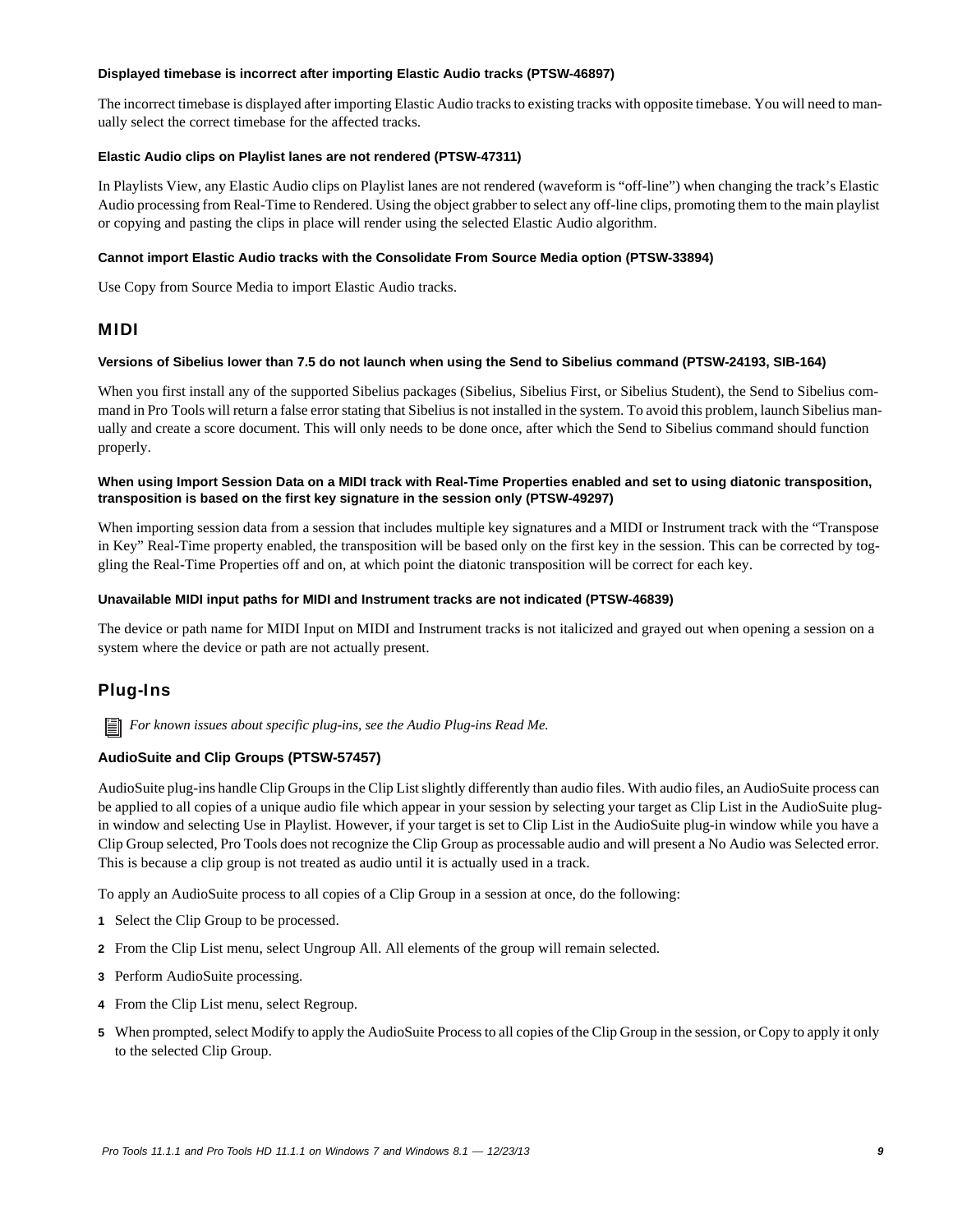#### Displayed timebase is incorrect after importing Elastic Audio tracks (PTSW-46897)

The incorrect timebase is displayed after importing Elastic Audio tracks to existing tracks with opposite timebase. You will need to manually select the correct timebase for the affected tracks.

#### Elastic Audio clips on Playlist lanes are not rendered (PTSW-47311)

In Playlists View, any Elastic Audio clips on Playlist lanes are not rendered (waveform is "off-line") when changing the track's Elastic Audio processing from Real-Time to Rendered. Using the object grabber to select any off-line clips, promoting them to the main playlist or copying and pasting the clips in place will render using the selected Elastic Audio algorithm.

#### Cannot import Elastic Audio tracks with the Consolidate From Source Media option (PTSW-33894)

Use Copy from Source Media to import Elastic Audio tracks.

## MIDI

#### Versions of Sibelius lower than 7.5 do not launch when using the Send to Sibelius command (PTSW-24193, SIB-164)

When you first install any of the supported Sibelius packages (Sibelius, Sibelius First, or Sibelius Student), the Send to Sibelius command in Pro Tools will return a false error stating that Sibelius is not installed in the system. To avoid this problem, launch Sibelius manually and create a score document. This will only needs to be done once, after which the Send to Sibelius command should function properly.

#### When using Import Session Data on a MIDI track with Real-Time Properties enabled and set to using diatonic transposition, transposition is based on the first key signature in the session only (PTSW-49297)

When importing session data from a session that includes multiple key signatures and a MIDI or Instrument track with the "Transpose in Key" Real-Time property enabled, the transposition will be based only on the first key in the session. This can be corrected by toggling the Real-Time Properties off and on, at which point the diatonic transposition will be correct for each key.

#### Unavailable MIDI input paths for MIDI and Instrument tracks are not indicated (PTSW-46839)

The device or path name for MIDI Input on MIDI and Instrument tracks is not italicized and grayed out when opening a session on a system where the device or path are not actually present.

## Plug-Ins

*For known issues about specific plug-ins, see the Audio Plug-ins Read Me.*

### AudioSuite and Clip Groups (PTSW-57457)

AudioSuite plug-ins handle Clip Groups in the Clip List slightly differently than audio files. With audio files, an AudioSuite process can be applied to all copies of a unique audio file which appear in your session by selecting your target as Clip List in the AudioSuite plug-in window and selecting Use in Playlist. However, if your target is set to Clip List in the AudioSuite plug-in window while you have a Clip Group selected, Pro Tools does not recognize the Clip Group as processable audio and will present a No Audio was Selected error. This is because a clip group is not treated as audio until it is actually used in a track.

To apply an AudioSuite process to all copies of a Clip Group in a session at once, do the following:

1. Select the Clip Group to be processed.
2. From the Clip List menu, select Ungroup All. All elements of the group will remain selected.
3. Perform AudioSuite processing.
4. From the Clip List menu, select Regroup.
5. When prompted, select Modify to apply the AudioSuite Process to all copies of the Clip Group in the session, or Copy to apply it only to the selected Clip Group.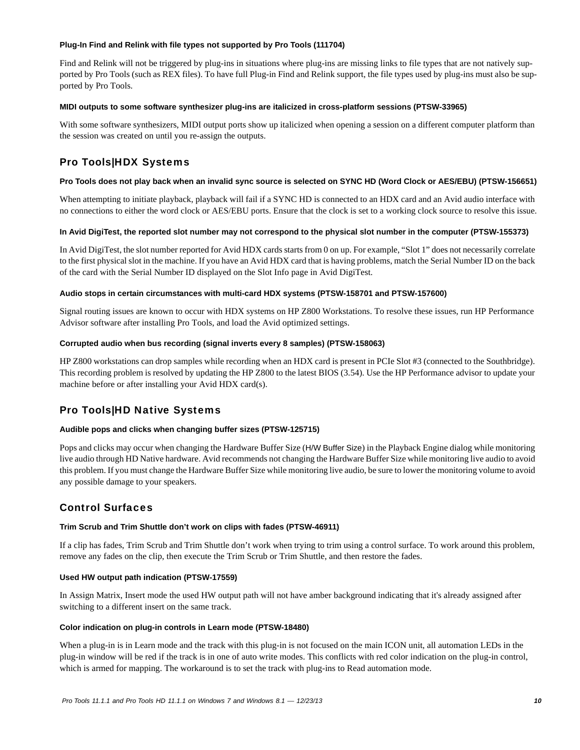#### Plug-In Find and Relink with file types not supported by Pro Tools (111704)

Find and Relink will not be triggered by plug-ins in situations where plug-ins are missing links to file types that are not natively supported by Pro Tools (such as REX files). To have full Plug-in Find and Relink support, the file types used by plug-ins must also be supported by Pro Tools.

#### MIDI outputs to some software synthesizer plug-ins are italicized in cross-platform sessions (PTSW-33965)

With some software synthesizers, MIDI output ports show up italicized when opening a session on a different computer platform than the session was created on until you re-assign the outputs.

## Pro Tools|HDX Systems

#### Pro Tools does not play back when an invalid sync source is selected on SYNC HD (Word Clock or AES/EBU) (PTSW-156651)

When attempting to initiate playback, playback will fail if a SYNC HD is connected to an HDX card and an Avid audio interface with no connections to either the word clock or AES/EBU ports. Ensure that the clock is set to a working clock source to resolve this issue.

#### In Avid DigiTest, the reported slot number may not correspond to the physical slot number in the computer (PTSW-155373)

In Avid DigiTest, the slot number reported for Avid HDX cards starts from 0 on up. For example, “Slot 1” does not necessarily correlate to the first physical slot in the machine. If you have an Avid HDX card that is having problems, match the Serial Number ID on the back of the card with the Serial Number ID displayed on the Slot Info page in Avid DigiTest.

#### Audio stops in certain circumstances with multi-card HDX systems (PTSW-158701 and PTSW-157600)

Signal routing issues are known to occur with HDX systems on HP Z800 Workstations. To resolve these issues, run HP Performance Advisor software after installing Pro Tools, and load the Avid optimized settings.

#### Corrupted audio when bus recording (signal inverts every 8 samples) (PTSW-158063)

HP Z800 workstations can drop samples while recording when an HDX card is present in PCIe Slot #3 (connected to the Southbridge). This recording problem is resolved by updating the HP Z800 to the latest BIOS (3.54). Use the HP Performance advisor to update your machine before or after installing your Avid HDX card(s).

## Pro Tools|HD Native Systems

#### Audible pops and clicks when changing buffer sizes (PTSW-125715)

Pops and clicks may occur when changing the Hardware Buffer Size (H/W Buffer Size) in the Playback Engine dialog while monitoring live audio through HD Native hardware. Avid recommends not changing the Hardware Buffer Size while monitoring live audio to avoid this problem. If you must change the Hardware Buffer Size while monitoring live audio, be sure to lower the monitoring volume to avoid any possible damage to your speakers.

## Control Surfaces

#### Trim Scrub and Trim Shuttle don’t work on clips with fades (PTSW-46911)

If a clip has fades, Trim Scrub and Trim Shuttle don’t work when trying to trim using a control surface. To work around this problem, remove any fades on the clip, then execute the Trim Scrub or Trim Shuttle, and then restore the fades.

#### Used HW output path indication (PTSW-17559)

In Assign Matrix, Insert mode the used HW output path will not have amber background indicating that it's already assigned after switching to a different insert on the same track.

#### Color indication on plug-in controls in Learn mode (PTSW-18480)

When a plug-in is in Learn mode and the track with this plug-in is not focused on the main ICON unit, all automation LEDs in the plug-in window will be red if the track is in one of auto write modes. This conflicts with red color indication on the plug-in control, which is armed for mapping. The workaround is to set the track with plug-ins to Read automation mode.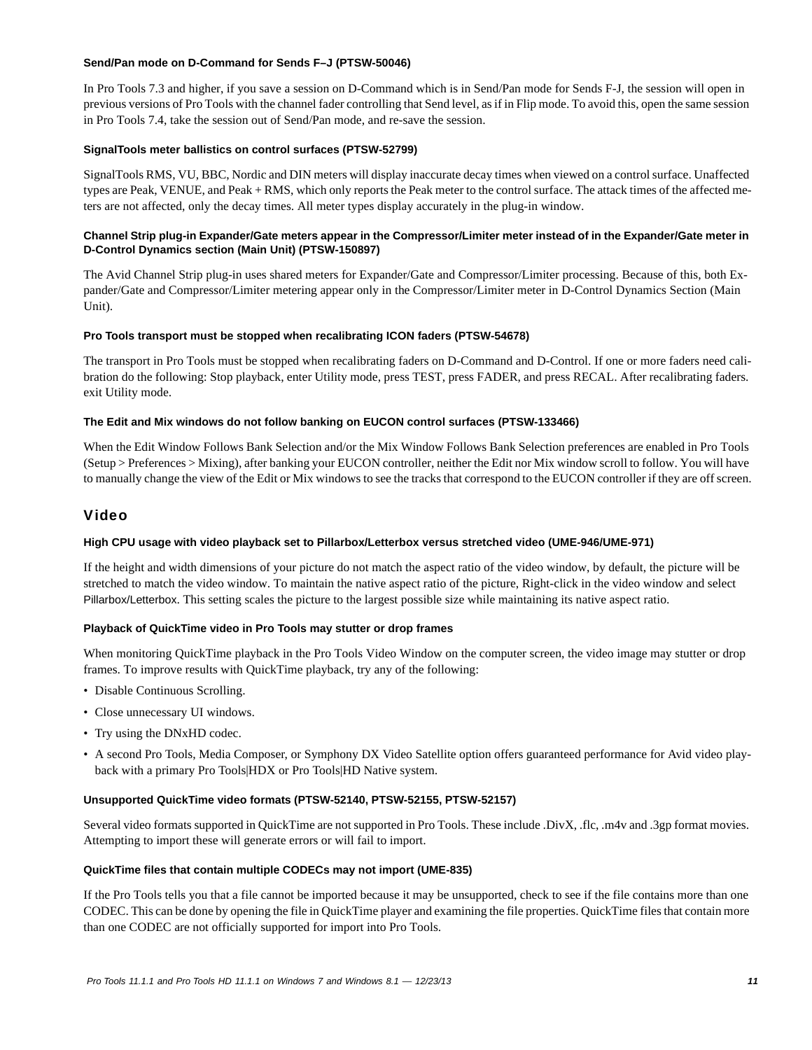#### Send/Pan mode on D-Command for Sends F–J (PTSW-50046)

In Pro Tools 7.3 and higher, if you save a session on D-Command which is in Send/Pan mode for Sends F-J, the session will open in previous versions of Pro Tools with the channel fader controlling that Send level, as if in Flip mode. To avoid this, open the same session in Pro Tools 7.4, take the session out of Send/Pan mode, and re-save the session.

#### SignalTools meter ballistics on control surfaces (PTSW-52799)

SignalTools RMS, VU, BBC, Nordic and DIN meters will display inaccurate decay times when viewed on a control surface. Unaffected types are Peak, VENUE, and Peak + RMS, which only reports the Peak meter to the control surface. The attack times of the affected meters are not affected, only the decay times. All meter types display accurately in the plug-in window.

#### Channel Strip plug-in Expander/Gate meters appear in the Compressor/Limiter meter instead of in the Expander/Gate meter in D-Control Dynamics section (Main Unit) (PTSW-150897)

The Avid Channel Strip plug-in uses shared meters for Expander/Gate and Compressor/Limiter processing. Because of this, both Expander/Gate and Compressor/Limiter metering appear only in the Compressor/Limiter meter in D-Control Dynamics Section (Main Unit).

#### Pro Tools transport must be stopped when recalibrating ICON faders (PTSW-54678)

The transport in Pro Tools must be stopped when recalibrating faders on D-Command and D-Control. If one or more faders need calibration do the following: Stop playback, enter Utility mode, press TEST, press FADER, and press RECAL. After recalibrating faders. exit Utility mode.

#### The Edit and Mix windows do not follow banking on EUCON control surfaces (PTSW-133466)

When the Edit Window Follows Bank Selection and/or the Mix Window Follows Bank Selection preferences are enabled in Pro Tools (Setup > Preferences > Mixing), after banking your EUCON controller, neither the Edit nor Mix window scroll to follow. You will have to manually change the view of the Edit or Mix windows to see the tracks that correspond to the EUCON controller if they are off screen.

## Video

#### High CPU usage with video playback set to Pillarbox/Letterbox versus stretched video (UME-946/UME-971)

If the height and width dimensions of your picture do not match the aspect ratio of the video window, by default, the picture will be stretched to match the video window. To maintain the native aspect ratio of the picture, Right-click in the video window and select Pillarbox/Letterbox. This setting scales the picture to the largest possible size while maintaining its native aspect ratio.

#### Playback of QuickTime video in Pro Tools may stutter or drop frames

When monitoring QuickTime playback in the Pro Tools Video Window on the computer screen, the video image may stutter or drop frames. To improve results with QuickTime playback, try any of the following:

- Disable Continuous Scrolling.
- Close unnecessary UI windows.
- Try using the DNxHD codec.
- A second Pro Tools, Media Composer, or Symphony DX Video Satellite option offers guaranteed performance for Avid video playback with a primary Pro Tools|HDX or Pro Tools|HD Native system.

#### Unsupported QuickTime video formats (PTSW-52140, PTSW-52155, PTSW-52157)

Several video formats supported in QuickTime are not supported in Pro Tools. These include .DivX, .flc, .m4v and .3gp format movies. Attempting to import these will generate errors or will fail to import.

#### QuickTime files that contain multiple CODECs may not import (UME-835)

If the Pro Tools tells you that a file cannot be imported because it may be unsupported, check to see if the file contains more than one CODEC. This can be done by opening the file in QuickTime player and examining the file properties. QuickTime files that contain more than one CODEC are not officially supported for import into Pro Tools.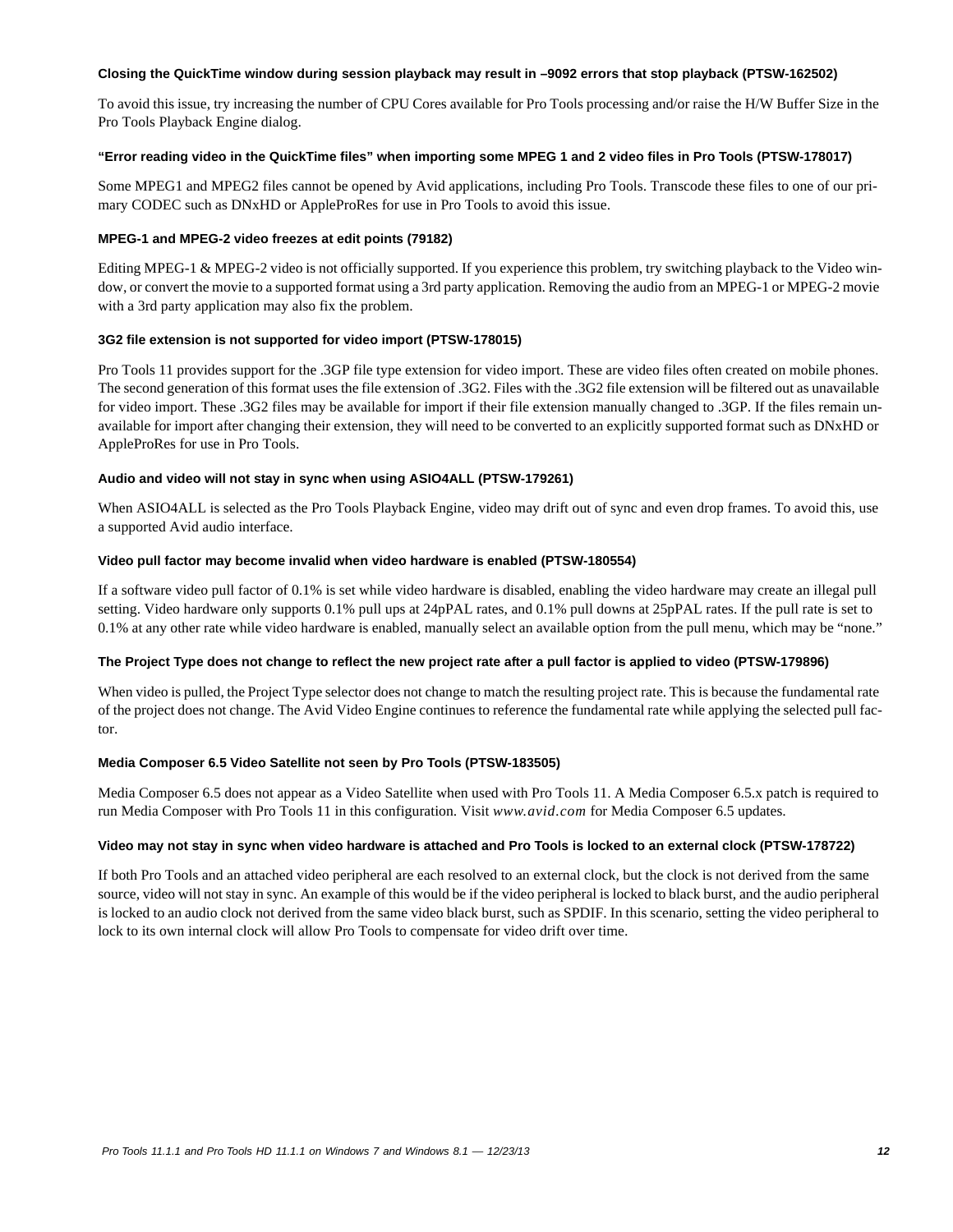#### Closing the QuickTime window during session playback may result in –9092 errors that stop playback (PTSW-162502)

To avoid this issue, try increasing the number of CPU Cores available for Pro Tools processing and/or raise the H/W Buffer Size in the Pro Tools Playback Engine dialog.

#### "Error reading video in the QuickTime files" when importing some MPEG 1 and 2 video files in Pro Tools (PTSW-178017)

Some MPEG1 and MPEG2 files cannot be opened by Avid applications, including Pro Tools. Transcode these files to one of our primary CODEC such as DNxHD or AppleProRes for use in Pro Tools to avoid this issue.

#### MPEG-1 and MPEG-2 video freezes at edit points (79182)

Editing MPEG-1 & MPEG-2 video is not officially supported. If you experience this problem, try switching playback to the Video window, or convert the movie to a supported format using a 3rd party application. Removing the audio from an MPEG-1 or MPEG-2 movie with a 3rd party application may also fix the problem.

#### 3G2 file extension is not supported for video import (PTSW-178015)

Pro Tools 11 provides support for the .3GP file type extension for video import. These are video files often created on mobile phones. The second generation of this format uses the file extension of .3G2. Files with the .3G2 file extension will be filtered out as unavailable for video import. These .3G2 files may be available for import if their file extension manually changed to .3GP. If the files remain unavailable for import after changing their extension, they will need to be converted to an explicitly supported format such as DNxHD or AppleProRes for use in Pro Tools.

#### Audio and video will not stay in sync when using ASIO4ALL (PTSW-179261)

When ASIO4ALL is selected as the Pro Tools Playback Engine, video may drift out of sync and even drop frames. To avoid this, use a supported Avid audio interface.

#### Video pull factor may become invalid when video hardware is enabled (PTSW-180554)

If a software video pull factor of 0.1% is set while video hardware is disabled, enabling the video hardware may create an illegal pull setting. Video hardware only supports 0.1% pull ups at 24pPAL rates, and 0.1% pull downs at 25pPAL rates. If the pull rate is set to 0.1% at any other rate while video hardware is enabled, manually select an available option from the pull menu, which may be "none."

#### The Project Type does not change to reflect the new project rate after a pull factor is applied to video (PTSW-179896)

When video is pulled, the Project Type selector does not change to match the resulting project rate. This is because the fundamental rate of the project does not change. The Avid Video Engine continues to reference the fundamental rate while applying the selected pull factor.

#### Media Composer 6.5 Video Satellite not seen by Pro Tools (PTSW-183505)

Media Composer 6.5 does not appear as a Video Satellite when used with Pro Tools 11. A Media Composer 6.5.x patch is required to run Media Composer with Pro Tools 11 in this configuration. Visit *www.avid.com* for Media Composer 6.5 updates.

#### Video may not stay in sync when video hardware is attached and Pro Tools is locked to an external clock (PTSW-178722)

If both Pro Tools and an attached video peripheral are each resolved to an external clock, but the clock is not derived from the same source, video will not stay in sync. An example of this would be if the video peripheral is locked to black burst, and the audio peripheral is locked to an audio clock not derived from the same video black burst, such as SPDIF. In this scenario, setting the video peripheral to lock to its own internal clock will allow Pro Tools to compensate for video drift over time.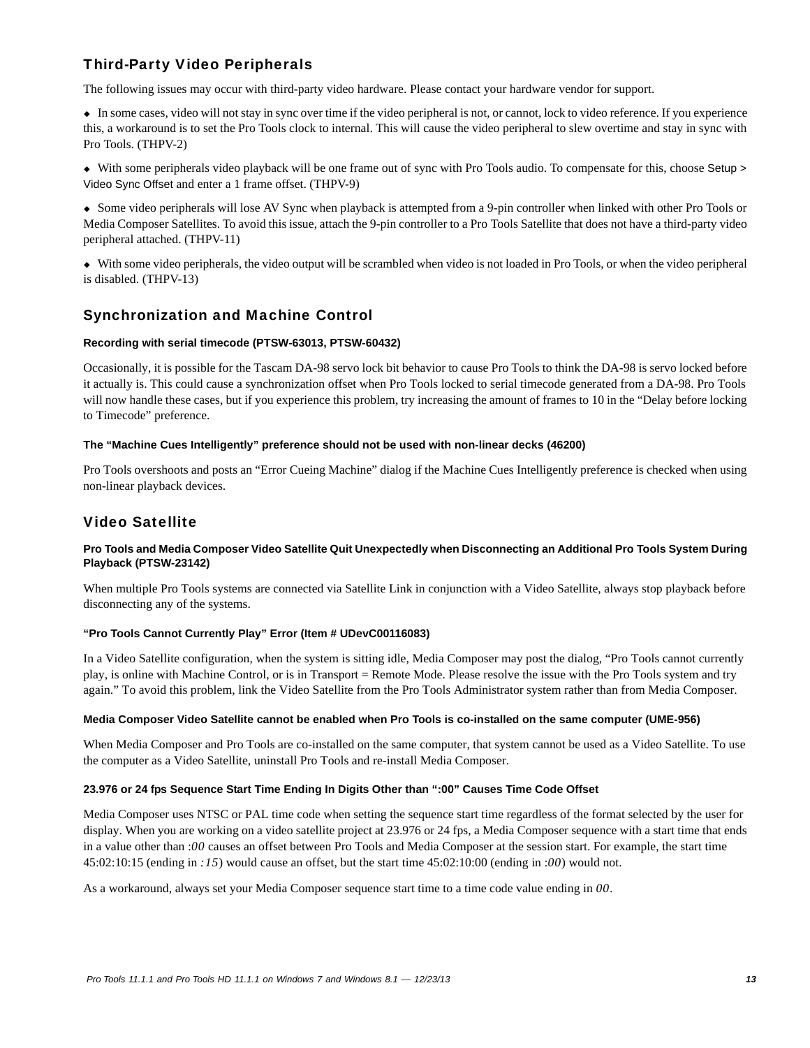## Third-Party Video Peripherals

The following issues may occur with third-party video hardware. Please contact your hardware vendor for support.

- In some cases, video will not stay in sync over time if the video peripheral is not, or cannot, lock to video reference. If you experience this, a workaround is to set the Pro Tools clock to internal. This will cause the video peripheral to slew overtime and stay in sync with Pro Tools. (THPV-2)
- With some peripherals video playback will be one frame out of sync with Pro Tools audio. To compensate for this, choose Setup > Video Sync Offset and enter a 1 frame offset. (THPV-9)
- Some video peripherals will lose AV Sync when playback is attempted from a 9-pin controller when linked with other Pro Tools or Media Composer Satellites. To avoid this issue, attach the 9-pin controller to a Pro Tools Satellite that does not have a third-party video peripheral attached. (THPV-11)
- With some video peripherals, the video output will be scrambled when video is not loaded in Pro Tools, or when the video peripheral is disabled. (THPV-13)

## Synchronization and Machine Control

#### Recording with serial timecode (PTSW-63013, PTSW-60432)

Occasionally, it is possible for the Tascam DA-98 servo lock bit behavior to cause Pro Tools to think the DA-98 is servo locked before it actually is. This could cause a synchronization offset when Pro Tools locked to serial timecode generated from a DA-98. Pro Tools will now handle these cases, but if you experience this problem, try increasing the amount of frames to 10 in the “Delay before locking to Timecode” preference.

#### The “Machine Cues Intelligently” preference should not be used with non-linear decks (46200)

Pro Tools overshoots and posts an “Error Cueing Machine” dialog if the Machine Cues Intelligently preference is checked when using non-linear playback devices.

## Video Satellite

#### Pro Tools and Media Composer Video Satellite Quit Unexpectedly when Disconnecting an Additional Pro Tools System During Playback (PTSW-23142)

When multiple Pro Tools systems are connected via Satellite Link in conjunction with a Video Satellite, always stop playback before disconnecting any of the systems.

#### “Pro Tools Cannot Currently Play” Error (Item # UDevC00116083)

In a Video Satellite configuration, when the system is sitting idle, Media Composer may post the dialog, “Pro Tools cannot currently play, is online with Machine Control, or is in Transport = Remote Mode. Please resolve the issue with the Pro Tools system and try again.” To avoid this problem, link the Video Satellite from the Pro Tools Administrator system rather than from Media Composer.

#### Media Composer Video Satellite cannot be enabled when Pro Tools is co-installed on the same computer (UME-956)

When Media Composer and Pro Tools are co-installed on the same computer, that system cannot be used as a Video Satellite. To use the computer as a Video Satellite, uninstall Pro Tools and re-install Media Composer.

#### 23.976 or 24 fps Sequence Start Time Ending In Digits Other than “:00” Causes Time Code Offset

Media Composer uses NTSC or PAL time code when setting the sequence start time regardless of the format selected by the user for display. When you are working on a video satellite project at 23.976 or 24 fps, a Media Composer sequence with a start time that ends in a value other than *:00* causes an offset between Pro Tools and Media Composer at the session start. For example, the start time 45:02:10:15 (ending in *:15*) would cause an offset, but the start time 45:02:10:00 (ending in *:00*) would not.

As a workaround, always set your Media Composer sequence start time to a time code value ending in *00*.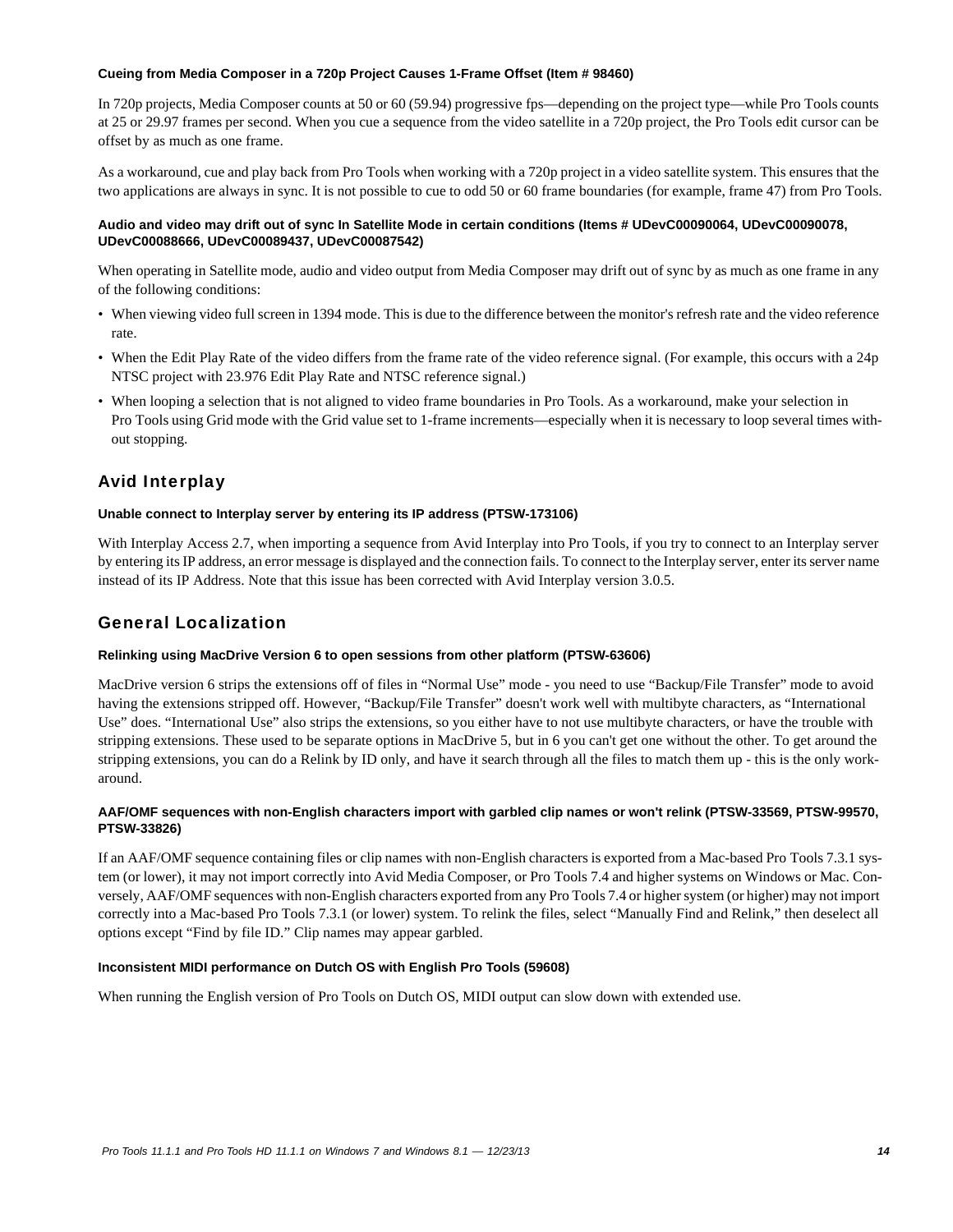#### Cueing from Media Composer in a 720p Project Causes 1-Frame Offset (Item # 98460)

In 720p projects, Media Composer counts at 50 or 60 (59.94) progressive fps—depending on the project type—while Pro Tools counts at 25 or 29.97 frames per second. When you cue a sequence from the video satellite in a 720p project, the Pro Tools edit cursor can be offset by as much as one frame.

As a workaround, cue and play back from Pro Tools when working with a 720p project in a video satellite system. This ensures that the two applications are always in sync. It is not possible to cue to odd 50 or 60 frame boundaries (for example, frame 47) from Pro Tools.

#### Audio and video may drift out of sync In Satellite Mode in certain conditions (Items # UDevC00090064, UDevC00090078, UDevC00088666, UDevC00089437, UDevC00087542)

When operating in Satellite mode, audio and video output from Media Composer may drift out of sync by as much as one frame in any of the following conditions:

- When viewing video full screen in 1394 mode. This is due to the difference between the monitor's refresh rate and the video reference rate.
- When the Edit Play Rate of the video differs from the frame rate of the video reference signal. (For example, this occurs with a 24p NTSC project with 23.976 Edit Play Rate and NTSC reference signal.)
- When looping a selection that is not aligned to video frame boundaries in Pro Tools. As a workaround, make your selection in Pro Tools using Grid mode with the Grid value set to 1-frame increments—especially when it is necessary to loop several times without stopping.

## Avid Interplay

#### Unable connect to Interplay server by entering its IP address (PTSW-173106)

With Interplay Access 2.7, when importing a sequence from Avid Interplay into Pro Tools, if you try to connect to an Interplay server by entering its IP address, an error message is displayed and the connection fails. To connect to the Interplay server, enter its server name instead of its IP Address. Note that this issue has been corrected with Avid Interplay version 3.0.5.

## General Localization

#### Relinking using MacDrive Version 6 to open sessions from other platform (PTSW-63606)

MacDrive version 6 strips the extensions off of files in "Normal Use" mode - you need to use "Backup/File Transfer" mode to avoid having the extensions stripped off. However, "Backup/File Transfer" doesn't work well with multibyte characters, as "International Use" does. "International Use" also strips the extensions, so you either have to not use multibyte characters, or have the trouble with stripping extensions. These used to be separate options in MacDrive 5, but in 6 you can't get one without the other. To get around the stripping extensions, you can do a Relink by ID only, and have it search through all the files to match them up - this is the only workaround.

#### AAF/OMF sequences with non-English characters import with garbled clip names or won't relink (PTSW-33569, PTSW-99570, PTSW-33826)

If an AAF/OMF sequence containing files or clip names with non-English characters is exported from a Mac-based Pro Tools 7.3.1 system (or lower), it may not import correctly into Avid Media Composer, or Pro Tools 7.4 and higher systems on Windows or Mac. Conversely, AAF/OMF sequences with non-English characters exported from any Pro Tools 7.4 or higher system (or higher) may not import correctly into a Mac-based Pro Tools 7.3.1 (or lower) system. To relink the files, select "Manually Find and Relink," then deselect all options except "Find by file ID." Clip names may appear garbled.

#### Inconsistent MIDI performance on Dutch OS with English Pro Tools (59608)

When running the English version of Pro Tools on Dutch OS, MIDI output can slow down with extended use.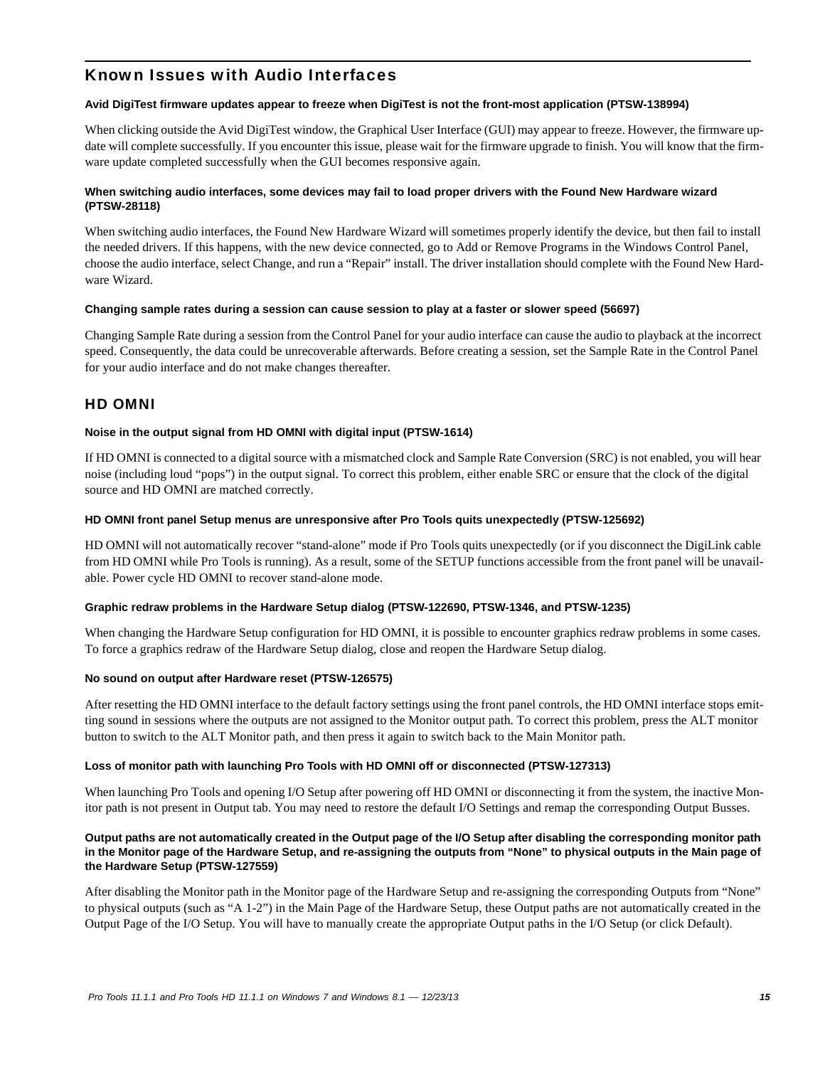## Known Issues with Audio Interfaces

#### Avid DigiTest firmware updates appear to freeze when DigiTest is not the front-most application (PTSW-138994)

When clicking outside the Avid DigiTest window, the Graphical User Interface (GUI) may appear to freeze. However, the firmware update will complete successfully. If you encounter this issue, please wait for the firmware upgrade to finish. You will know that the firmware update completed successfully when the GUI becomes responsive again.

#### When switching audio interfaces, some devices may fail to load proper drivers with the Found New Hardware wizard (PTSW-28118)

When switching audio interfaces, the Found New Hardware Wizard will sometimes properly identify the device, but then fail to install the needed drivers. If this happens, with the new device connected, go to Add or Remove Programs in the Windows Control Panel, choose the audio interface, select Change, and run a "Repair" install. The driver installation should complete with the Found New Hardware Wizard.

#### Changing sample rates during a session can cause session to play at a faster or slower speed (56697)

Changing Sample Rate during a session from the Control Panel for your audio interface can cause the audio to playback at the incorrect speed. Consequently, the data could be unrecoverable afterwards. Before creating a session, set the Sample Rate in the Control Panel for your audio interface and do not make changes thereafter.

### HD OMNI

#### Noise in the output signal from HD OMNI with digital input (PTSW-1614)

If HD OMNI is connected to a digital source with a mismatched clock and Sample Rate Conversion (SRC) is not enabled, you will hear noise (including loud "pops") in the output signal. To correct this problem, either enable SRC or ensure that the clock of the digital source and HD OMNI are matched correctly.

#### HD OMNI front panel Setup menus are unresponsive after Pro Tools quits unexpectedly (PTSW-125692)

HD OMNI will not automatically recover "stand-alone" mode if Pro Tools quits unexpectedly (or if you disconnect the DigiLink cable from HD OMNI while Pro Tools is running). As a result, some of the SETUP functions accessible from the front panel will be unavailable. Power cycle HD OMNI to recover stand-alone mode.

#### Graphic redraw problems in the Hardware Setup dialog (PTSW-122690, PTSW-1346, and PTSW-1235)

When changing the Hardware Setup configuration for HD OMNI, it is possible to encounter graphics redraw problems in some cases. To force a graphics redraw of the Hardware Setup dialog, close and reopen the Hardware Setup dialog.

#### No sound on output after Hardware reset (PTSW-126575)

After resetting the HD OMNI interface to the default factory settings using the front panel controls, the HD OMNI interface stops emitting sound in sessions where the outputs are not assigned to the Monitor output path. To correct this problem, press the ALT monitor button to switch to the ALT Monitor path, and then press it again to switch back to the Main Monitor path.

#### Loss of monitor path with launching Pro Tools with HD OMNI off or disconnected (PTSW-127313)

When launching Pro Tools and opening I/O Setup after powering off HD OMNI or disconnecting it from the system, the inactive Monitor path is not present in Output tab. You may need to restore the default I/O Settings and remap the corresponding Output Busses.

#### Output paths are not automatically created in the Output page of the I/O Setup after disabling the corresponding monitor path in the Monitor page of the Hardware Setup, and re-assigning the outputs from "None" to physical outputs in the Main page of the Hardware Setup (PTSW-127559)

After disabling the Monitor path in the Monitor page of the Hardware Setup and re-assigning the corresponding Outputs from "None" to physical outputs (such as "A 1-2") in the Main Page of the Hardware Setup, these Output paths are not automatically created in the Output Page of the I/O Setup. You will have to manually create the appropriate Output paths in the I/O Setup (or click Default).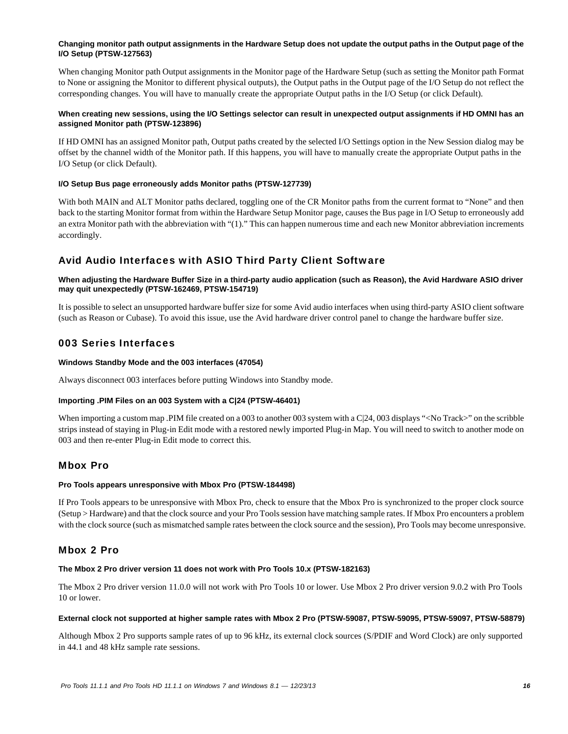**Changing monitor path output assignments in the Hardware Setup does not update the output paths in the Output page of the I/O Setup (PTSW-127563)**

When changing Monitor path Output assignments in the Monitor page of the Hardware Setup (such as setting the Monitor path Format to None or assigning the Monitor to different physical outputs), the Output paths in the Output page of the I/O Setup do not reflect the corresponding changes. You will have to manually create the appropriate Output paths in the I/O Setup (or click Default).

**When creating new sessions, using the I/O Settings selector can result in unexpected output assignments if HD OMNI has an assigned Monitor path (PTSW-123896)**

If HD OMNI has an assigned Monitor path, Output paths created by the selected I/O Settings option in the New Session dialog may be offset by the channel width of the Monitor path. If this happens, you will have to manually create the appropriate Output paths in the I/O Setup (or click Default).

**I/O Setup Bus page erroneously adds Monitor paths (PTSW-127739)**

With both MAIN and ALT Monitor paths declared, toggling one of the CR Monitor paths from the current format to "None" and then back to the starting Monitor format from within the Hardware Setup Monitor page, causes the Bus page in I/O Setup to erroneously add an extra Monitor path with the abbreviation with "(1)." This can happen numerous time and each new Monitor abbreviation increments accordingly.

## Avid Audio Interfaces with ASIO Third Party Client Software

**When adjusting the Hardware Buffer Size in a third-party audio application (such as Reason), the Avid Hardware ASIO driver may quit unexpectedly (PTSW-162469, PTSW-154719)**

It is possible to select an unsupported hardware buffer size for some Avid audio interfaces when using third-party ASIO client software (such as Reason or Cubase). To avoid this issue, use the Avid hardware driver control panel to change the hardware buffer size.

## 003 Series Interfaces

**Windows Standby Mode and the 003 interfaces (47054)**

Always disconnect 003 interfaces before putting Windows into Standby mode.

**Importing .PIM Files on an 003 System with a C|24 (PTSW-46401)**

When importing a custom map .PIM file created on a 003 to another 003 system with a C|24, 003 displays "<No Track>" on the scribble strips instead of staying in Plug-in Edit mode with a restored newly imported Plug-in Map. You will need to switch to another mode on 003 and then re-enter Plug-in Edit mode to correct this.

## Mbox Pro

**Pro Tools appears unresponsive with Mbox Pro (PTSW-184498)**

If Pro Tools appears to be unresponsive with Mbox Pro, check to ensure that the Mbox Pro is synchronized to the proper clock source (Setup > Hardware) and that the clock source and your Pro Tools session have matching sample rates. If Mbox Pro encounters a problem with the clock source (such as mismatched sample rates between the clock source and the session), Pro Tools may become unresponsive.

## Mbox 2 Pro

**The Mbox 2 Pro driver version 11 does not work with Pro Tools 10.x (PTSW-182163)**

The Mbox 2 Pro driver version 11.0.0 will not work with Pro Tools 10 or lower. Use Mbox 2 Pro driver version 9.0.2 with Pro Tools 10 or lower.

**External clock not supported at higher sample rates with Mbox 2 Pro (PTSW-59087, PTSW-59095, PTSW-59097, PTSW-58879)**

Although Mbox 2 Pro supports sample rates of up to 96 kHz, its external clock sources (S/PDIF and Word Clock) are only supported in 44.1 and 48 kHz sample rate sessions.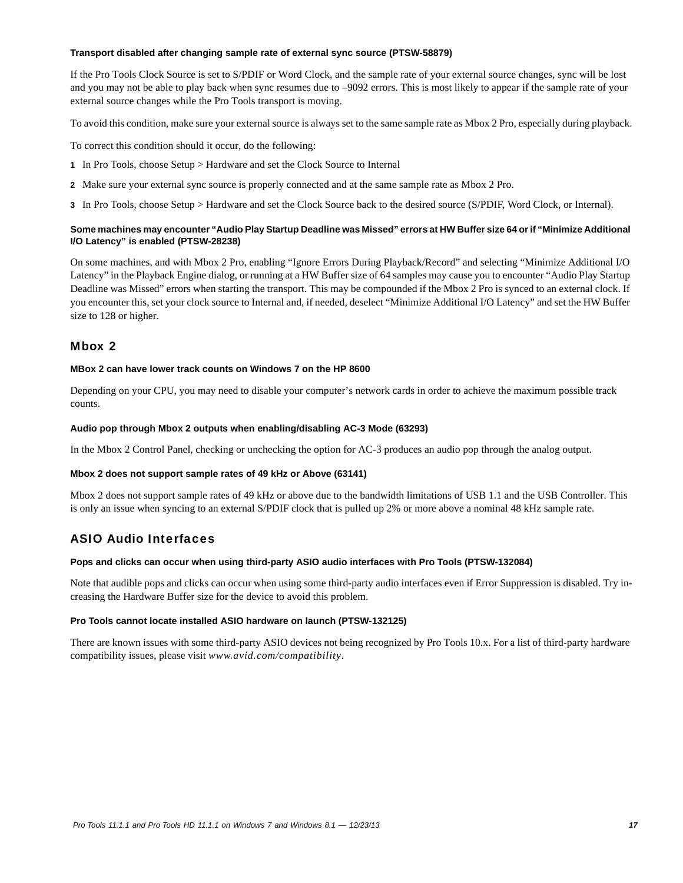#### Transport disabled after changing sample rate of external sync source (PTSW-58879)

If the Pro Tools Clock Source is set to S/PDIF or Word Clock, and the sample rate of your external source changes, sync will be lost and you may not be able to play back when sync resumes due to –9092 errors. This is most likely to appear if the sample rate of your external source changes while the Pro Tools transport is moving.

To avoid this condition, make sure your external source is always set to the same sample rate as Mbox 2 Pro, especially during playback.

To correct this condition should it occur, do the following:

1. In Pro Tools, choose Setup > Hardware and set the Clock Source to Internal
2. Make sure your external sync source is properly connected and at the same sample rate as Mbox 2 Pro.
3. In Pro Tools, choose Setup > Hardware and set the Clock Source back to the desired source (S/PDIF, Word Clock, or Internal).

#### Some machines may encounter “Audio Play Startup Deadline was Missed” errors at HW Buffer size 64 or if “Minimize Additional I/O Latency” is enabled (PTSW-28238)

On some machines, and with Mbox 2 Pro, enabling “Ignore Errors During Playback/Record” and selecting “Minimize Additional I/O Latency” in the Playback Engine dialog, or running at a HW Buffer size of 64 samples may cause you to encounter “Audio Play Startup Deadline was Missed” errors when starting the transport. This may be compounded if the Mbox 2 Pro is synced to an external clock. If you encounter this, set your clock source to Internal and, if needed, deselect “Minimize Additional I/O Latency” and set the HW Buffer size to 128 or higher.

### Mbox 2

#### MBox 2 can have lower track counts on Windows 7 on the HP 8600

Depending on your CPU, you may need to disable your computer’s network cards in order to achieve the maximum possible track counts.

#### Audio pop through Mbox 2 outputs when enabling/disabling AC-3 Mode (63293)

In the Mbox 2 Control Panel, checking or unchecking the option for AC-3 produces an audio pop through the analog output.

#### Mbox 2 does not support sample rates of 49 kHz or Above (63141)

Mbox 2 does not support sample rates of 49 kHz or above due to the bandwidth limitations of USB 1.1 and the USB Controller. This is only an issue when syncing to an external S/PDIF clock that is pulled up 2% or more above a nominal 48 kHz sample rate.

### ASIO Audio Interfaces

#### Pops and clicks can occur when using third-party ASIO audio interfaces with Pro Tools (PTSW-132084)

Note that audible pops and clicks can occur when using some third-party audio interfaces even if Error Suppression is disabled. Try increasing the Hardware Buffer size for the device to avoid this problem.

#### Pro Tools cannot locate installed ASIO hardware on launch (PTSW-132125)

There are known issues with some third-party ASIO devices not being recognized by Pro Tools 10.x. For a list of third-party hardware compatibility issues, please visit *www.avid.com/compatibility*.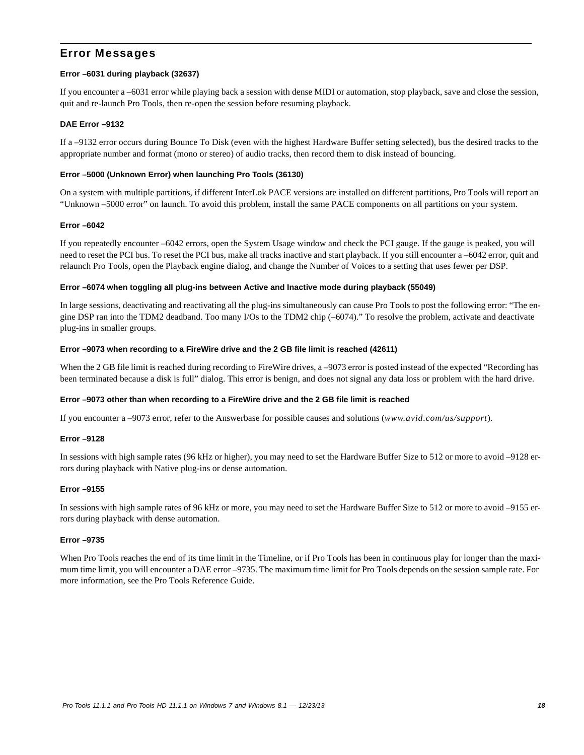## Error Messages

### Error –6031 during playback (32637)

If you encounter a –6031 error while playing back a session with dense MIDI or automation, stop playback, save and close the session, quit and re-launch Pro Tools, then re-open the session before resuming playback.

### DAE Error –9132

If a –9132 error occurs during Bounce To Disk (even with the highest Hardware Buffer setting selected), bus the desired tracks to the appropriate number and format (mono or stereo) of audio tracks, then record them to disk instead of bouncing.

### Error –5000 (Unknown Error) when launching Pro Tools (36130)

On a system with multiple partitions, if different InterLok PACE versions are installed on different partitions, Pro Tools will report an "Unknown –5000 error" on launch. To avoid this problem, install the same PACE components on all partitions on your system.

### Error –6042

If you repeatedly encounter –6042 errors, open the System Usage window and check the PCI gauge. If the gauge is peaked, you will need to reset the PCI bus. To reset the PCI bus, make all tracks inactive and start playback. If you still encounter a –6042 error, quit and relaunch Pro Tools, open the Playback engine dialog, and change the Number of Voices to a setting that uses fewer per DSP.

### Error –6074 when toggling all plug-ins between Active and Inactive mode during playback (55049)

In large sessions, deactivating and reactivating all the plug-ins simultaneously can cause Pro Tools to post the following error: "The engine DSP ran into the TDM2 deadband. Too many I/Os to the TDM2 chip (–6074)." To resolve the problem, activate and deactivate plug-ins in smaller groups.

### Error –9073 when recording to a FireWire drive and the 2 GB file limit is reached (42611)

When the 2 GB file limit is reached during recording to FireWire drives, a –9073 error is posted instead of the expected "Recording has been terminated because a disk is full" dialog. This error is benign, and does not signal any data loss or problem with the hard drive.

### Error –9073 other than when recording to a FireWire drive and the 2 GB file limit is reached

If you encounter a –9073 error, refer to the Answerbase for possible causes and solutions (*www.avid.com/us/support*).

### Error –9128

In sessions with high sample rates (96 kHz or higher), you may need to set the Hardware Buffer Size to 512 or more to avoid –9128 errors during playback with Native plug-ins or dense automation.

### Error –9155

In sessions with high sample rates of 96 kHz or more, you may need to set the Hardware Buffer Size to 512 or more to avoid –9155 errors during playback with dense automation.

### Error –9735

When Pro Tools reaches the end of its time limit in the Timeline, or if Pro Tools has been in continuous play for longer than the maximum time limit, you will encounter a DAE error –9735. The maximum time limit for Pro Tools depends on the session sample rate. For more information, see the Pro Tools Reference Guide.